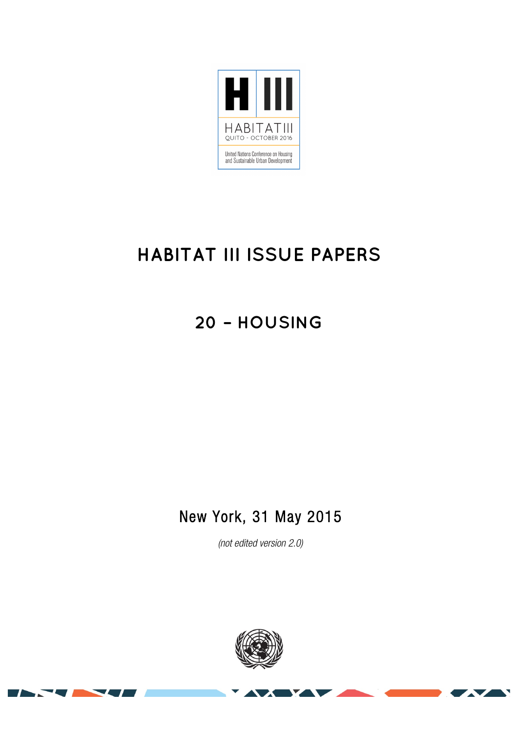H III

HABITAT III

QUITO - OCTOBER 2016

United Nations Conference on Housing and Sustainable Urban Development

# HABITAT III ISSUE PAPERS

## 20 – HOUSING

New York, 31 May 2015

*(not edited version 2.0)*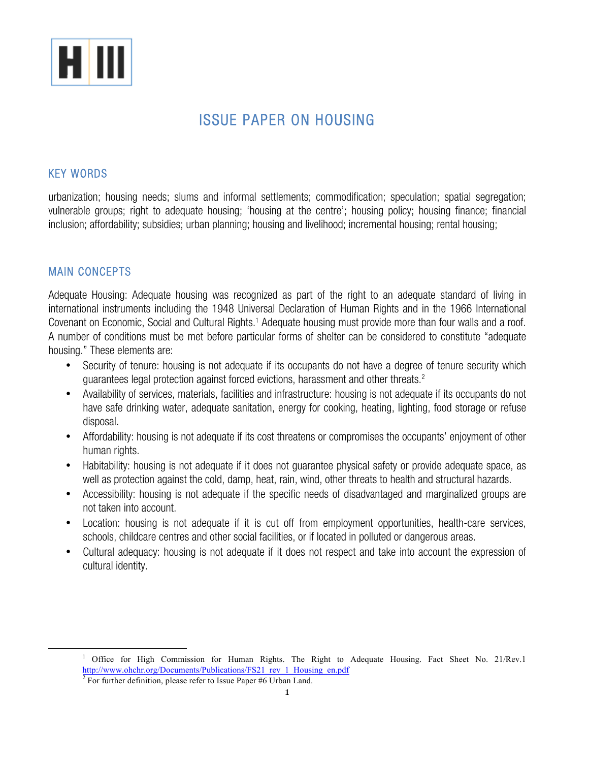# ISSUE PAPER ON HOUSING

## KEY WORDS

urbanization; housing needs; slums and informal settlements; commodification; speculation; spatial segregation; vulnerable groups; right to adequate housing; 'housing at the centre'; housing policy; housing finance; financial inclusion; affordability; subsidies; urban planning; housing and livelihood; incremental housing; rental housing;

## MAIN CONCEPTS

Adequate Housing: Adequate housing was recognized as part of the right to an adequate standard of living in international instruments including the 1948 Universal Declaration of Human Rights and in the 1966 International Covenant on Economic, Social and Cultural Rights.[1] Adequate housing must provide more than four walls and a roof. A number of conditions must be met before particular forms of shelter can be considered to constitute "adequate housing." These elements are:

- Security of tenure: housing is not adequate if its occupants do not have a degree of tenure security which guarantees legal protection against forced evictions, harassment and other threats.[2]
- Availability of services, materials, facilities and infrastructure: housing is not adequate if its occupants do not have safe drinking water, adequate sanitation, energy for cooking, heating, lighting, food storage or refuse disposal.
- Affordability: housing is not adequate if its cost threatens or compromises the occupants' enjoyment of other human rights.
- Habitability: housing is not adequate if it does not guarantee physical safety or provide adequate space, as well as protection against the cold, damp, heat, rain, wind, other threats to health and structural hazards.
- Accessibility: housing is not adequate if the specific needs of disadvantaged and marginalized groups are not taken into account.
- Location: housing is not adequate if it is cut off from employment opportunities, health-care services, schools, childcare centres and other social facilities, or if located in polluted or dangerous areas.
- Cultural adequacy: housing is not adequate if it does not respect and take into account the expression of cultural identity.

---

[1] Office for High Commission for Human Rights. The Right to Adequate Housing. Fact Sheet No. 21/Rev.1 http://www.ohchr.org/Documents/Publications/FS21_rev_1_Housing_en.pdf

[2] For further definition, please refer to Issue Paper #6 Urban Land.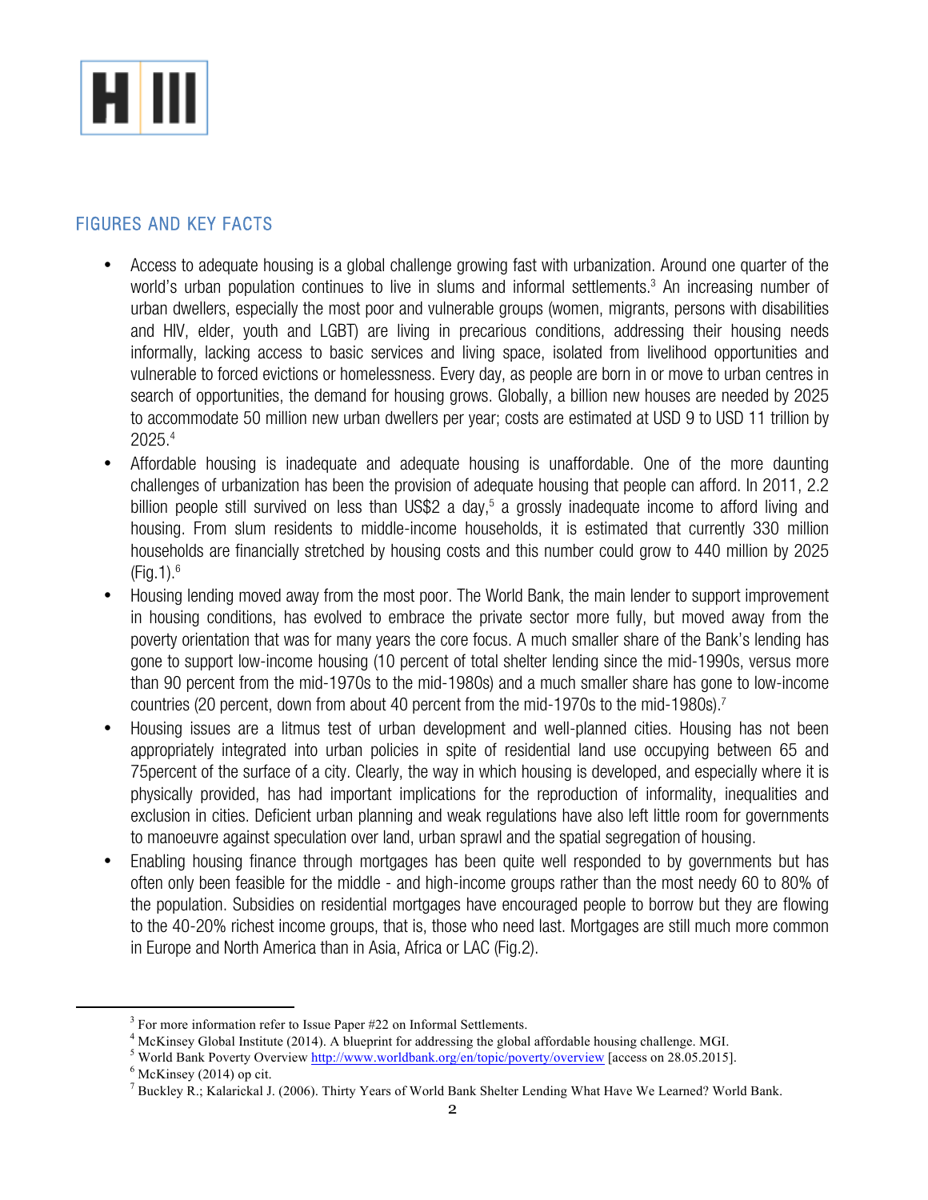## FIGURES AND KEY FACTS

- Access to adequate housing is a global challenge growing fast with urbanization. Around one quarter of the world's urban population continues to live in slums and informal settlements.[3] An increasing number of urban dwellers, especially the most poor and vulnerable groups (women, migrants, persons with disabilities and HIV, elder, youth and LGBT) are living in precarious conditions, addressing their housing needs informally, lacking access to basic services and living space, isolated from livelihood opportunities and vulnerable to forced evictions or homelessness. Every day, as people are born in or move to urban centres in search of opportunities, the demand for housing grows. Globally, a billion new houses are needed by 2025 to accommodate 50 million new urban dwellers per year; costs are estimated at USD 9 to USD 11 trillion by 2025.[4]
- Affordable housing is inadequate and adequate housing is unaffordable. One of the more daunting challenges of urbanization has been the provision of adequate housing that people can afford. In 2011, 2.2 billion people still survived on less than US$2 a day,[5] a grossly inadequate income to afford living and housing. From slum residents to middle-income households, it is estimated that currently 330 million households are financially stretched by housing costs and this number could grow to 440 million by 2025 (Fig.1).[6]
- Housing lending moved away from the most poor. The World Bank, the main lender to support improvement in housing conditions, has evolved to embrace the private sector more fully, but moved away from the poverty orientation that was for many years the core focus. A much smaller share of the Bank's lending has gone to support low-income housing (10 percent of total shelter lending since the mid-1990s, versus more than 90 percent from the mid-1970s to the mid-1980s) and a much smaller share has gone to low-income countries (20 percent, down from about 40 percent from the mid-1970s to the mid-1980s).[7]
- Housing issues are a litmus test of urban development and well-planned cities. Housing has not been appropriately integrated into urban policies in spite of residential land use occupying between 65 and 75percent of the surface of a city. Clearly, the way in which housing is developed, and especially where it is physically provided, has had important implications for the reproduction of informality, inequalities and exclusion in cities. Deficient urban planning and weak regulations have also left little room for governments to manoeuvre against speculation over land, urban sprawl and the spatial segregation of housing.
- Enabling housing finance through mortgages has been quite well responded to by governments but has often only been feasible for the middle - and high-income groups rather than the most needy 60 to 80% of the population. Subsidies on residential mortgages have encouraged people to borrow but they are flowing to the 40-20% richest income groups, that is, those who need last. Mortgages are still much more common in Europe and North America than in Asia, Africa or LAC (Fig.2).

---

[3] For more information refer to Issue Paper #22 on Informal Settlements.
[4] McKinsey Global Institute (2014). A blueprint for addressing the global affordable housing challenge. MGI.
[5] World Bank Poverty Overview http://www.worldbank.org/en/topic/poverty/overview [access on 28.05.2015].
[6] McKinsey (2014) op cit.
[7] Buckley R.; Kalarickal J. (2006). Thirty Years of World Bank Shelter Lending What Have We Learned? World Bank.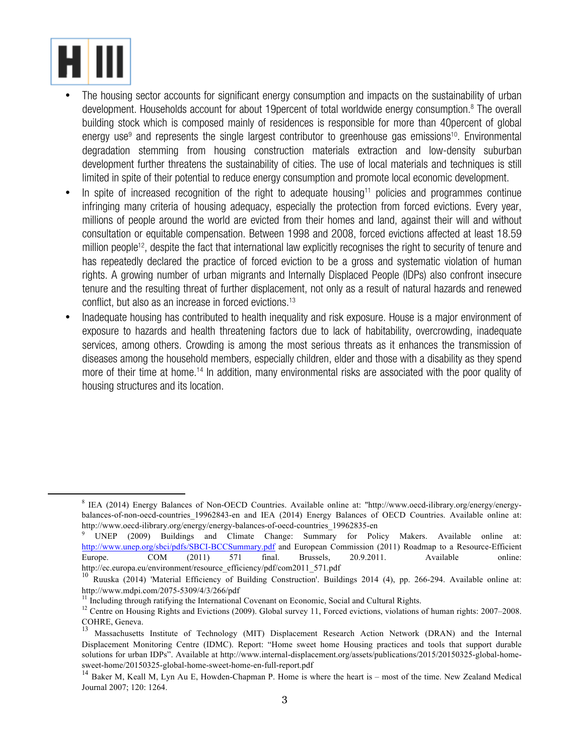- The housing sector accounts for significant energy consumption and impacts on the sustainability of urban development. Households account for about 19percent of total worldwide energy consumption.[8] The overall building stock which is composed mainly of residences is responsible for more than 40percent of global energy use[9] and represents the single largest contributor to greenhouse gas emissions[10]. Environmental degradation stemming from housing construction materials extraction and low-density suburban development further threatens the sustainability of cities. The use of local materials and techniques is still limited in spite of their potential to reduce energy consumption and promote local economic development.
- In spite of increased recognition of the right to adequate housing[11] policies and programmes continue infringing many criteria of housing adequacy, especially the protection from forced evictions. Every year, millions of people around the world are evicted from their homes and land, against their will and without consultation or equitable compensation. Between 1998 and 2008, forced evictions affected at least 18.59 million people[12], despite the fact that international law explicitly recognises the right to security of tenure and has repeatedly declared the practice of forced eviction to be a gross and systematic violation of human rights. A growing number of urban migrants and Internally Displaced People (IDPs) also confront insecure tenure and the resulting threat of further displacement, not only as a result of natural hazards and renewed conflict, but also as an increase in forced evictions.[13]
- Inadequate housing has contributed to health inequality and risk exposure. House is a major environment of exposure to hazards and health threatening factors due to lack of habitability, overcrowding, inadequate services, among others. Crowding is among the most serious threats as it enhances the transmission of diseases among the household members, especially children, elder and those with a disability as they spend more of their time at home.[14] In addition, many environmental risks are associated with the poor quality of housing structures and its location.

---

[8] IEA (2014) Energy Balances of Non-OECD Countries. Available online at: "http://www.oecd-ilibrary.org/energy/energy-balances-of-non-oecd-countries_19962843-en and IEA (2014) Energy Balances of OECD Countries. Available online at: http://www.oecd-ilibrary.org/energy/energy-balances-of-oecd-countries_19962835-en

[9] UNEP (2009) Buildings and Climate Change: Summary for Policy Makers. Available online at: http://www.unep.org/sbci/pdfs/SBCI-BCCSummary.pdf and European Commission (2011) Roadmap to a Resource-Efficient Europe. COM (2011) 571 final. Brussels, 20.9.2011. Available online: http://ec.europa.eu/environment/resource_efficiency/pdf/com2011_571.pdf

[10] Ruuska (2014) 'Material Efficiency of Building Construction'. Buildings 2014 (4), pp. 266-294. Available online at: http://www.mdpi.com/2075-5309/4/3/266/pdf

[11] Including through ratifying the International Covenant on Economic, Social and Cultural Rights.

[12] Centre on Housing Rights and Evictions (2009). Global survey 11, Forced evictions, violations of human rights: 2007–2008. COHRE, Geneva.

[13] Massachusetts Institute of Technology (MIT) Displacement Research Action Network (DRAN) and the Internal Displacement Monitoring Centre (IDMC). Report: "Home sweet home Housing practices and tools that support durable solutions for urban IDPs". Available at http://www.internal-displacement.org/assets/publications/2015/20150325-global-home-sweet-home/20150325-global-home-sweet-home-en-full-report.pdf

[14] Baker M, Keall M, Lyn Au E, Howden-Chapman P. Home is where the heart is – most of the time. New Zealand Medical Journal 2007; 120: 1264.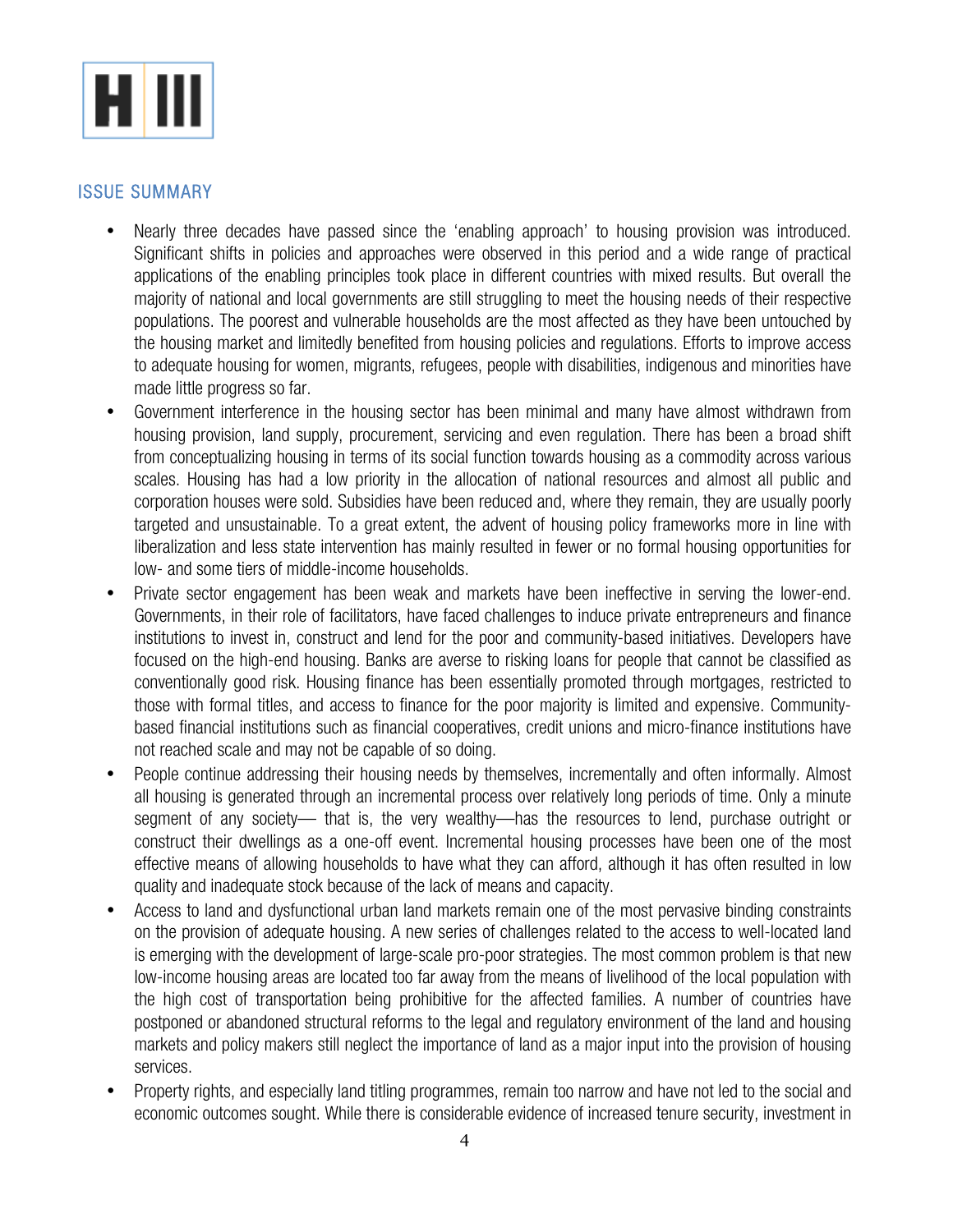## ISSUE SUMMARY

- Nearly three decades have passed since the 'enabling approach' to housing provision was introduced. Significant shifts in policies and approaches were observed in this period and a wide range of practical applications of the enabling principles took place in different countries with mixed results. But overall the majority of national and local governments are still struggling to meet the housing needs of their respective populations. The poorest and vulnerable households are the most affected as they have been untouched by the housing market and limitedly benefited from housing policies and regulations. Efforts to improve access to adequate housing for women, migrants, refugees, people with disabilities, indigenous and minorities have made little progress so far.
- Government interference in the housing sector has been minimal and many have almost withdrawn from housing provision, land supply, procurement, servicing and even regulation. There has been a broad shift from conceptualizing housing in terms of its social function towards housing as a commodity across various scales. Housing has had a low priority in the allocation of national resources and almost all public and corporation houses were sold. Subsidies have been reduced and, where they remain, they are usually poorly targeted and unsustainable. To a great extent, the advent of housing policy frameworks more in line with liberalization and less state intervention has mainly resulted in fewer or no formal housing opportunities for low- and some tiers of middle-income households.
- Private sector engagement has been weak and markets have been ineffective in serving the lower-end. Governments, in their role of facilitators, have faced challenges to induce private entrepreneurs and finance institutions to invest in, construct and lend for the poor and community-based initiatives. Developers have focused on the high-end housing. Banks are averse to risking loans for people that cannot be classified as conventionally good risk. Housing finance has been essentially promoted through mortgages, restricted to those with formal titles, and access to finance for the poor majority is limited and expensive. Community-based financial institutions such as financial cooperatives, credit unions and micro-finance institutions have not reached scale and may not be capable of so doing.
- People continue addressing their housing needs by themselves, incrementally and often informally. Almost all housing is generated through an incremental process over relatively long periods of time. Only a minute segment of any society— that is, the very wealthy—has the resources to lend, purchase outright or construct their dwellings as a one-off event. Incremental housing processes have been one of the most effective means of allowing households to have what they can afford, although it has often resulted in low quality and inadequate stock because of the lack of means and capacity.
- Access to land and dysfunctional urban land markets remain one of the most pervasive binding constraints on the provision of adequate housing. A new series of challenges related to the access to well-located land is emerging with the development of large-scale pro-poor strategies. The most common problem is that new low-income housing areas are located too far away from the means of livelihood of the local population with the high cost of transportation being prohibitive for the affected families. A number of countries have postponed or abandoned structural reforms to the legal and regulatory environment of the land and housing markets and policy makers still neglect the importance of land as a major input into the provision of housing services.
- Property rights, and especially land titling programmes, remain too narrow and have not led to the social and economic outcomes sought. While there is considerable evidence of increased tenure security, investment in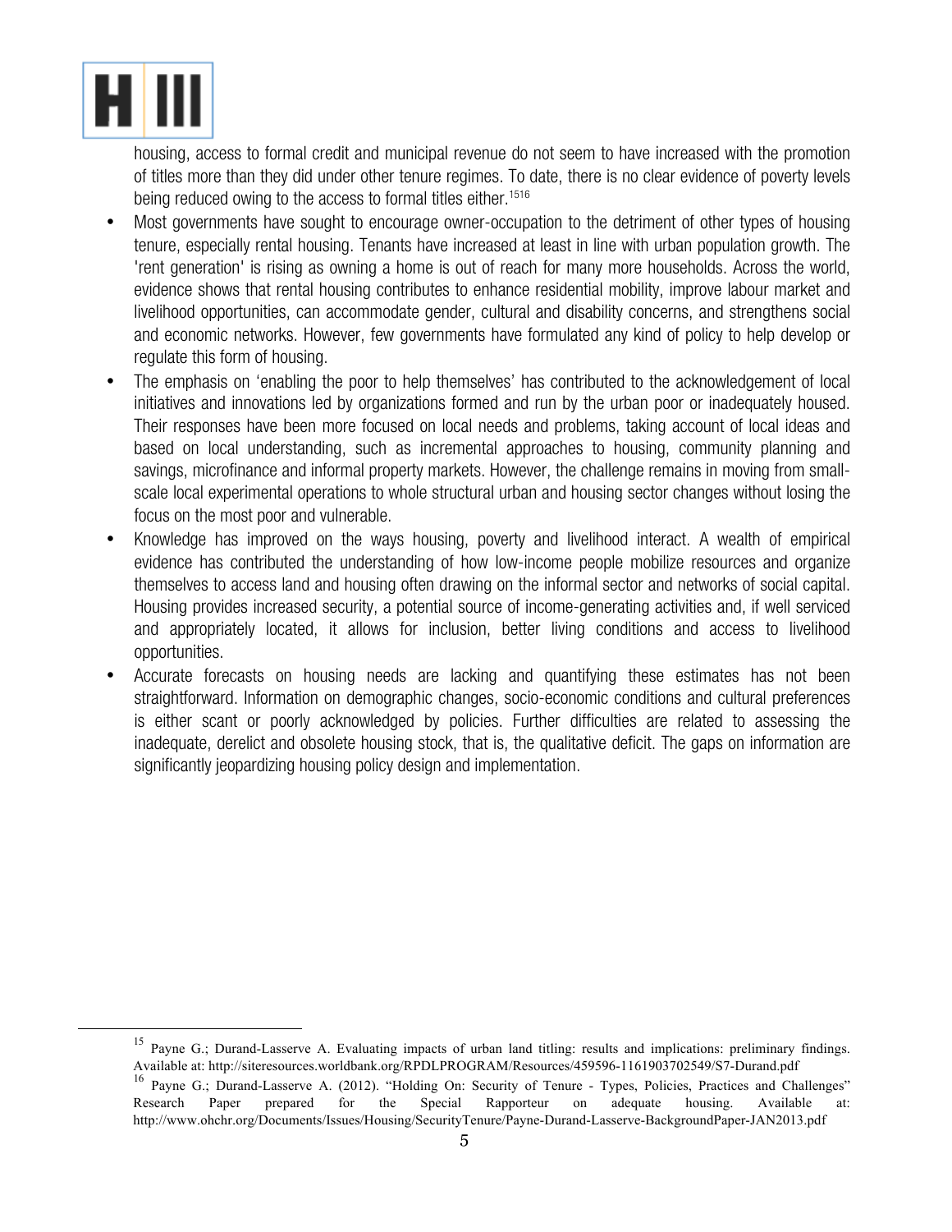housing, access to formal credit and municipal revenue do not seem to have increased with the promotion of titles more than they did under other tenure regimes. To date, there is no clear evidence of poverty levels being reduced owing to the access to formal titles either.[15][16]

- Most governments have sought to encourage owner-occupation to the detriment of other types of housing tenure, especially rental housing. Tenants have increased at least in line with urban population growth. The 'rent generation' is rising as owning a home is out of reach for many more households. Across the world, evidence shows that rental housing contributes to enhance residential mobility, improve labour market and livelihood opportunities, can accommodate gender, cultural and disability concerns, and strengthens social and economic networks. However, few governments have formulated any kind of policy to help develop or regulate this form of housing.
- The emphasis on 'enabling the poor to help themselves' has contributed to the acknowledgement of local initiatives and innovations led by organizations formed and run by the urban poor or inadequately housed. Their responses have been more focused on local needs and problems, taking account of local ideas and based on local understanding, such as incremental approaches to housing, community planning and savings, microfinance and informal property markets. However, the challenge remains in moving from small-scale local experimental operations to whole structural urban and housing sector changes without losing the focus on the most poor and vulnerable.
- Knowledge has improved on the ways housing, poverty and livelihood interact. A wealth of empirical evidence has contributed the understanding of how low-income people mobilize resources and organize themselves to access land and housing often drawing on the informal sector and networks of social capital. Housing provides increased security, a potential source of income-generating activities and, if well serviced and appropriately located, it allows for inclusion, better living conditions and access to livelihood opportunities.
- Accurate forecasts on housing needs are lacking and quantifying these estimates has not been straightforward. Information on demographic changes, socio-economic conditions and cultural preferences is either scant or poorly acknowledged by policies. Further difficulties are related to assessing the inadequate, derelict and obsolete housing stock, that is, the qualitative deficit. The gaps on information are significantly jeopardizing housing policy design and implementation.

---

[15] Payne G.; Durand-Lasserve A. Evaluating impacts of urban land titling: results and implications: preliminary findings. Available at: http://siteresources.worldbank.org/RPDLPROGRAM/Resources/459596-1161903702549/S7-Durand.pdf

[16] Payne G.; Durand-Lasserve A. (2012). "Holding On: Security of Tenure - Types, Policies, Practices and Challenges" Research Paper prepared for the Special Rapporteur on adequate housing. Available at: http://www.ohchr.org/Documents/Issues/Housing/SecurityTenure/Payne-Durand-Lasserve-BackgroundPaper-JAN2013.pdf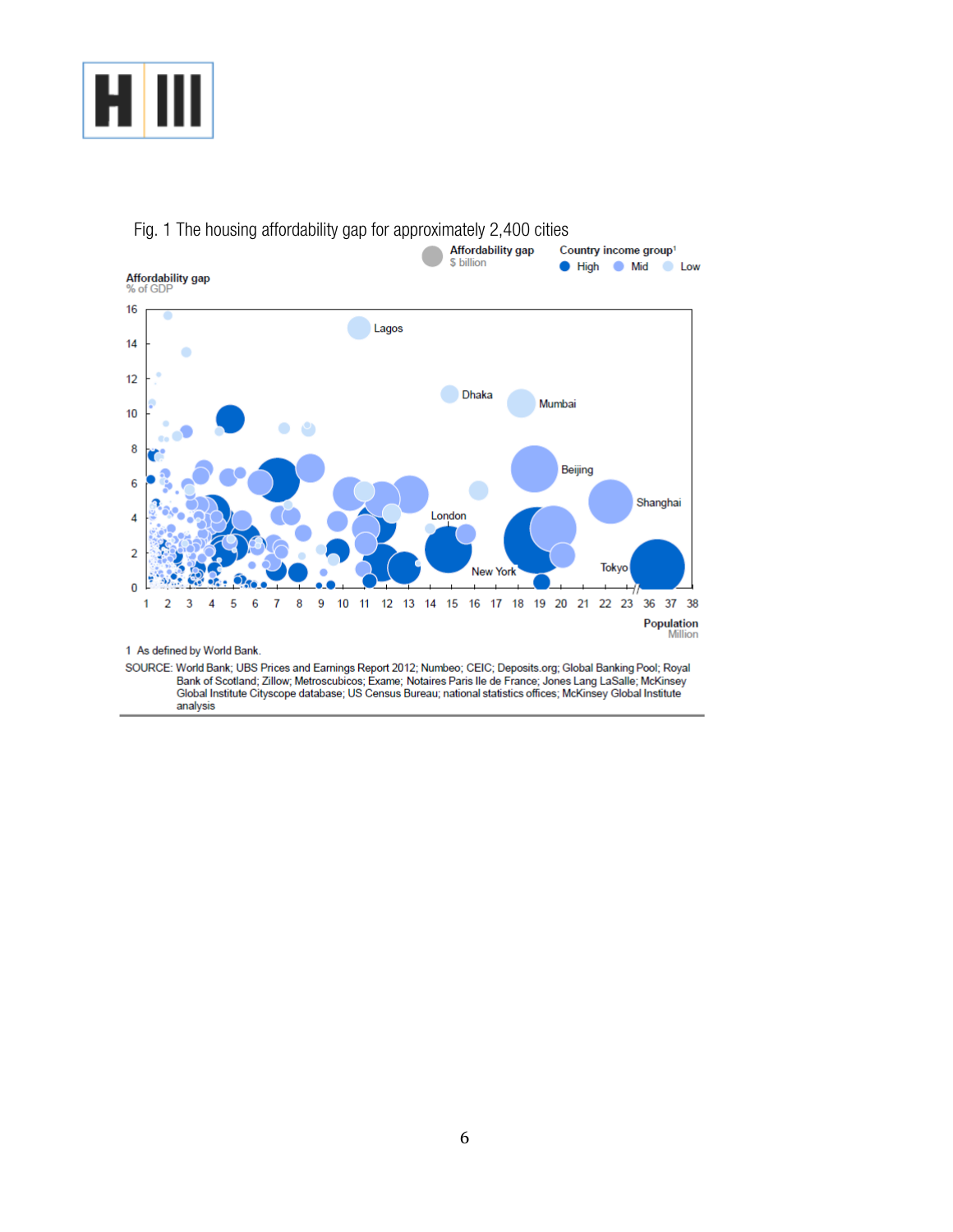Fig. 1 The housing affordability gap for approximately 2,400 cities

Affordability gap
$ billion

Country income group[1]
High Mid Low

Affordability gap
% of GDP

Population
Million

1 As defined by World Bank.

SOURCE: World Bank; UBS Prices and Earnings Report 2012; Numbeo; CEIC; Deposits.org; Global Banking Pool; Royal Bank of Scotland; Zillow; Metroscubicos; Exame; Notaires Paris Ile de France; Jones Lang LaSalle; McKinsey Global Institute Cityscope database; US Census Bureau; national statistics offices; McKinsey Global Institute analysis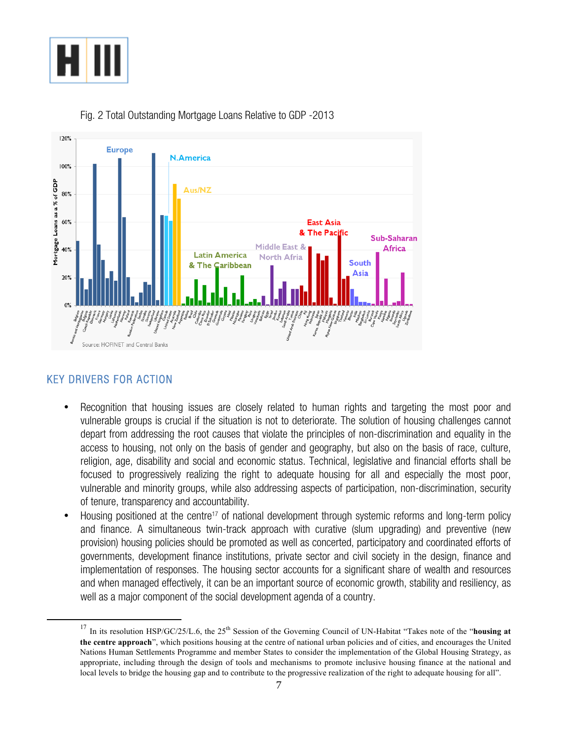Fig. 2 Total Outstanding Mortgage Loans Relative to GDP -2013

Source: HOFINET and Central Banks

## KEY DRIVERS FOR ACTION

- Recognition that housing issues are closely related to human rights and targeting the most poor and vulnerable groups is crucial if the situation is not to deteriorate. The solution of housing challenges cannot depart from addressing the root causes that violate the principles of non-discrimination and equality in the access to housing, not only on the basis of gender and geography, but also on the basis of race, culture, religion, age, disability and social and economic status. Technical, legislative and financial efforts shall be focused to progressively realizing the right to adequate housing for all and especially the most poor, vulnerable and minority groups, while also addressing aspects of participation, non-discrimination, security of tenure, transparency and accountability.
- Housing positioned at the centre[17] of national development through systemic reforms and long-term policy and finance. A simultaneous twin-track approach with curative (slum upgrading) and preventive (new provision) housing policies should be promoted as well as concerted, participatory and coordinated efforts of governments, development finance institutions, private sector and civil society in the design, finance and implementation of responses. The housing sector accounts for a significant share of wealth and resources and when managed effectively, it can be an important source of economic growth, stability and resiliency, as well as a major component of the social development agenda of a country.

---

[17] In its resolution HSP/GC/25/L.6, the 25th Session of the Governing Council of UN-Habitat "Takes note of the "**housing at the centre approach**", which positions housing at the centre of national urban policies and of cities, and encourages the United Nations Human Settlements Programme and member States to consider the implementation of the Global Housing Strategy, as appropriate, including through the design of tools and mechanisms to promote inclusive housing finance at the national and local levels to bridge the housing gap and to contribute to the progressive realization of the right to adequate housing for all".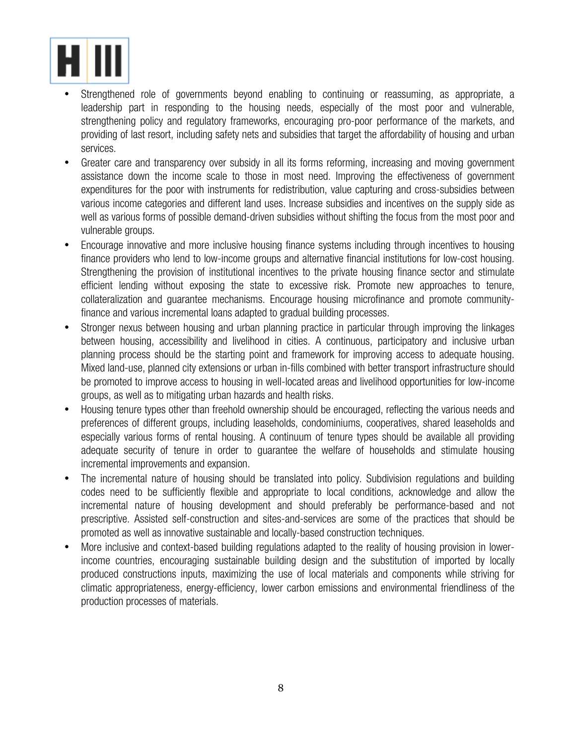- Strengthened role of governments beyond enabling to continuing or reassuming, as appropriate, a leadership part in responding to the housing needs, especially of the most poor and vulnerable, strengthening policy and regulatory frameworks, encouraging pro-poor performance of the markets, and providing of last resort, including safety nets and subsidies that target the affordability of housing and urban services.
- Greater care and transparency over subsidy in all its forms reforming, increasing and moving government assistance down the income scale to those in most need. Improving the effectiveness of government expenditures for the poor with instruments for redistribution, value capturing and cross-subsidies between various income categories and different land uses. Increase subsidies and incentives on the supply side as well as various forms of possible demand-driven subsidies without shifting the focus from the most poor and vulnerable groups.
- Encourage innovative and more inclusive housing finance systems including through incentives to housing finance providers who lend to low-income groups and alternative financial institutions for low-cost housing. Strengthening the provision of institutional incentives to the private housing finance sector and stimulate efficient lending without exposing the state to excessive risk. Promote new approaches to tenure, collateralization and guarantee mechanisms. Encourage housing microfinance and promote community-finance and various incremental loans adapted to gradual building processes.
- Stronger nexus between housing and urban planning practice in particular through improving the linkages between housing, accessibility and livelihood in cities. A continuous, participatory and inclusive urban planning process should be the starting point and framework for improving access to adequate housing. Mixed land-use, planned city extensions or urban in-fills combined with better transport infrastructure should be promoted to improve access to housing in well-located areas and livelihood opportunities for low-income groups, as well as to mitigating urban hazards and health risks.
- Housing tenure types other than freehold ownership should be encouraged, reflecting the various needs and preferences of different groups, including leaseholds, condominiums, cooperatives, shared leaseholds and especially various forms of rental housing. A continuum of tenure types should be available all providing adequate security of tenure in order to guarantee the welfare of households and stimulate housing incremental improvements and expansion.
- The incremental nature of housing should be translated into policy. Subdivision regulations and building codes need to be sufficiently flexible and appropriate to local conditions, acknowledge and allow the incremental nature of housing development and should preferably be performance-based and not prescriptive. Assisted self-construction and sites-and-services are some of the practices that should be promoted as well as innovative sustainable and locally-based construction techniques.
- More inclusive and context-based building regulations adapted to the reality of housing provision in lower-income countries, encouraging sustainable building design and the substitution of imported by locally produced constructions inputs, maximizing the use of local materials and components while striving for climatic appropriateness, energy-efficiency, lower carbon emissions and environmental friendliness of the production processes of materials.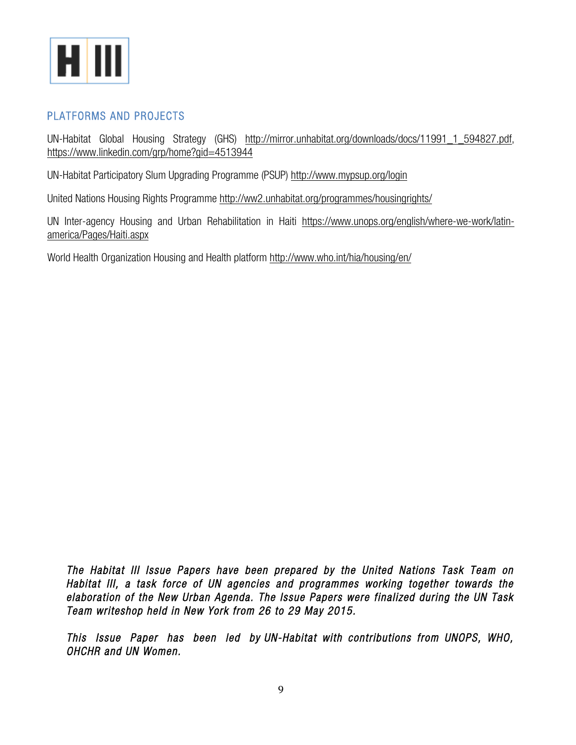## PLATFORMS AND PROJECTS

UN-Habitat Global Housing Strategy (GHS) http://mirror.unhabitat.org/downloads/docs/11991_1_594827.pdf, https://www.linkedin.com/grp/home?gid=4513944

UN-Habitat Participatory Slum Upgrading Programme (PSUP) http://www.mypsup.org/login

United Nations Housing Rights Programme http://ww2.unhabitat.org/programmes/housingrights/

UN Inter-agency Housing and Urban Rehabilitation in Haiti https://www.unops.org/english/where-we-work/latin-america/Pages/Haiti.aspx

World Health Organization Housing and Health platform http://www.who.int/hia/housing/en/

*The Habitat III Issue Papers have been prepared by the United Nations Task Team on Habitat III, a task force of UN agencies and programmes working together towards the elaboration of the New Urban Agenda. The Issue Papers were finalized during the UN Task Team writeshop held in New York from 26 to 29 May 2015.*

*This Issue Paper has been led by UN-Habitat with contributions from UNOPS, WHO, OHCHR and UN Women.*